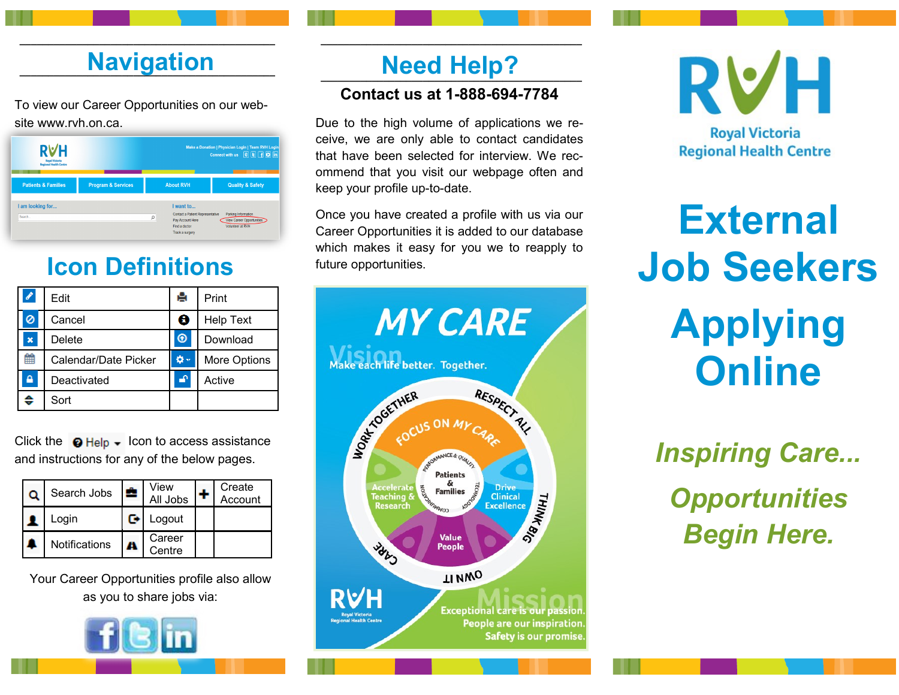## Navigation

To view our Career Opportunities on our website www.rvh.on.ca.

## Icon Definitions

| Icon | Definition | Icon | Definition |
|---|---|---|---|
| | Edit | | Print |
| | Cancel | | Help Text |
| | Delete | | Download |
| | Calendar/Date Picker | | More Options |
| | Deactivated | | Active |
| | Sort | | |

Click the Help Icon to access assistance and instructions for any of the below pages.

| Icon | Page | Icon | Page | Icon | Page |
|---|---|---|---|---|---|
| | Search Jobs | | View All Jobs | | Create Account |
| | Login | | Logout | | |
| | Notifications | | Career Centre | | |

Your Career Opportunities profile also allow as you to share jobs via:

## Need Help?

**Contact us at 1-888-694-7784**

Due to the high volume of applications we receive, we are only able to contact candidates that have been selected for interview. We recommend that you visit our webpage often and keep your profile up-to-date.

Once you have created a profile with us via our Career Opportunities it is added to our database which makes it easy for you we to reapply to future opportunities.

MY CARE

Vision: Make each life better. Together.

WORK TOGETHER · RESPECT ALL · THINK BIG · OWN IT · CARE

FOCUS ON MY CARE

Patients & Families

Accelerate Teaching & Research · Drive Clinical Excellence · Value People

Mission: Exceptional care is our passion. People are our inspiration. Safety is our promise.

RVH Royal Victoria Regional Health Centre

# RVH

Royal Victoria Regional Health Centre

# External Job Seekers Applying Online

*Inspiring Care...*

*Opportunities Begin Here.*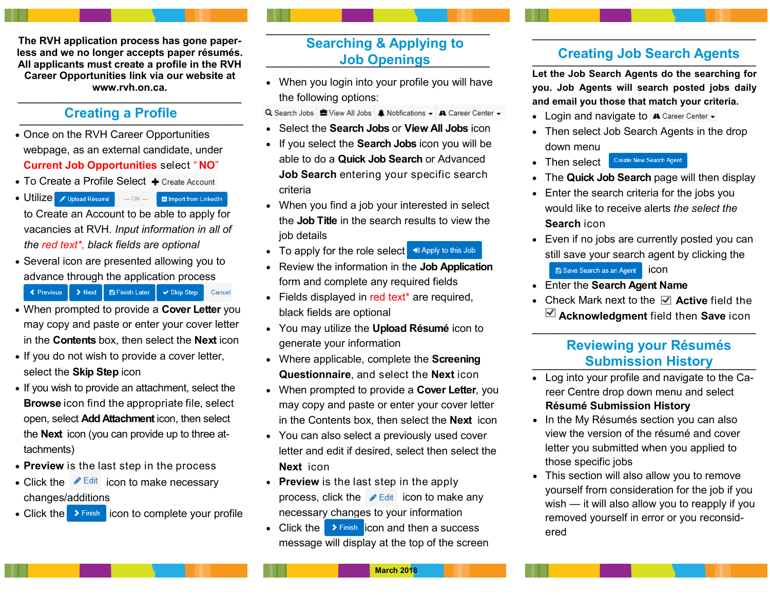**The RVH application process has gone paper-less and we no longer accepts paper résumés. All applicants must create a profile in the RVH Career Opportunities link via our website at www.rvh.on.ca.**

## Creating a Profile

- Once on the RVH Career Opportunities webpage, as an external candidate, under **Current Job Opportunities** select "**NO**"
- To Create a Profile Select Create Account
- Utilize Upload Résumé — OR — Import from LinkedIn to Create an Account to be able to apply for vacancies at RVH. *Input information in all of the red text*, black fields are optional*
- Several icon are presented allowing you to advance through the application process
  Previous | Next | Finish Later | Skip Step | Cancel
- When prompted to provide a **Cover Letter** you may copy and paste or enter your cover letter in the **Contents** box, then select the **Next** icon
- If you do not wish to provide a cover letter, select the **Skip Step** icon
- If you wish to provide an attachment, select the **Browse** icon find the appropriate file, select open, select **Add Attachment** icon, then select the **Next** icon (you can provide up to three attachments)
- **Preview** is the last step in the process
- Click the Edit icon to make necessary changes/additions
- Click the Finish icon to complete your profile

## Searching & Applying to Job Openings

- When you login into your profile you will have the following options:
  Search Jobs | View All Jobs | Notifications | Career Center
- Select the **Search Jobs** or **View All Jobs** icon
- If you select the **Search Jobs** icon you will be able to do a **Quick Job Search** or Advanced **Job Search** entering your specific search criteria
- When you find a job your interested in select the **Job Title** in the search results to view the job details
- To apply for the role select Apply to this Job
- Review the information in the **Job Application** form and complete any required fields
- Fields displayed in red text* are required, black fields are optional
- You may utilize the **Upload Résumé** icon to generate your information
- Where applicable, complete the **Screening Questionnaire**, and select the **Next** icon
- When prompted to provide a **Cover Letter**, you may copy and paste or enter your cover letter in the Contents box, then select the **Next** icon
- You can also select a previously used cover letter and edit if desired, select then select the **Next** icon
- **Preview** is the last step in the apply process, click the Edit icon to make any necessary changes to your information
- Click the Finish icon and then a success message will display at the top of the screen

March 2018

## Creating Job Search Agents

**Let the Job Search Agents do the searching for you. Job Agents will search posted jobs daily and email you those that match your criteria.**

- Login and navigate to Career Center
- Then select Job Search Agents in the drop down menu
- Then select Create New Search Agent
- The **Quick Job Search** page will then display
- Enter the search criteria for the jobs you would like to receive alerts *the select the* **Search** icon
- Even if no jobs are currently posted you can still save your search agent by clicking the Save Search as an Agent icon
- Enter the **Search Agent Name**
- Check Mark next to the ☑ **Active** field the ☑ **Acknowledgment** field then **Save** icon

## Reviewing your Résumés Submission History

- Log into your profile and navigate to the Career Centre drop down menu and select **Résumé Submission History**
- In the My Résumés section you can also view the version of the résumé and cover letter you submitted when you applied to those specific jobs
- This section will also allow you to remove yourself from consideration for the job if you wish — it will also allow you to reapply if you removed yourself in error or you reconsidered